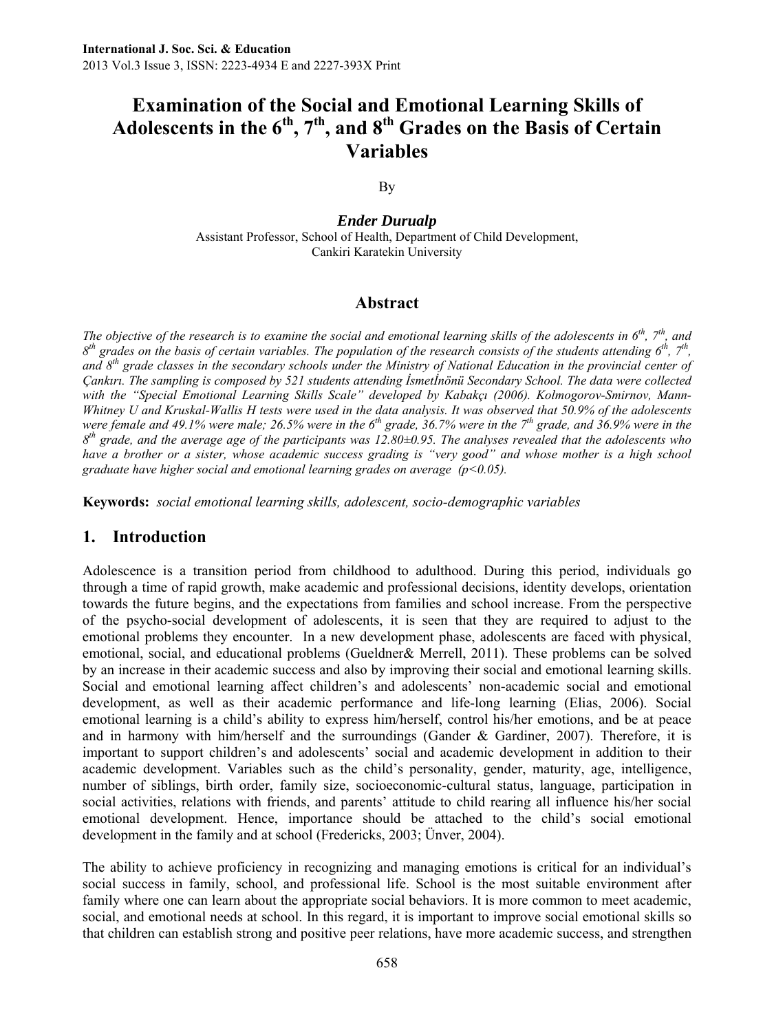# Examination of the Social and Emotional Learning Skills of Adolescents in the 6th, 7th, and 8th Grades on the Basis of Certain Variables

By

***Ender Durualp***

Assistant Professor, School of Health, Department of Child Development, Cankiri Karatekin University

## Abstract

*The objective of the research is to examine the social and emotional learning skills of the adolescents in 6th, 7th, and 8th grades on the basis of certain variables. The population of the research consists of the students attending 6th, 7th, and 8th grade classes in the secondary schools under the Ministry of National Education in the provincial center of Çankırı. The sampling is composed by 521 students attending İsmetİnönü Secondary School. The data were collected with the "Special Emotional Learning Skills Scale" developed by Kabakçı (2006). Kolmogorov-Smirnov, Mann-Whitney U and Kruskal-Wallis H tests were used in the data analysis. It was observed that 50.9% of the adolescents were female and 49.1% were male; 26.5% were in the 6th grade, 36.7% were in the 7th grade, and 36.9% were in the 8th grade, and the average age of the participants was 12.80±0.95. The analyses revealed that the adolescents who have a brother or a sister, whose academic success grading is "very good" and whose mother is a high school graduate have higher social and emotional learning grades on average ($p<0.05$).*

**Keywords:** *social emotional learning skills, adolescent, socio-demographic variables*

## 1. Introduction

Adolescence is a transition period from childhood to adulthood. During this period, individuals go through a time of rapid growth, make academic and professional decisions, identity develops, orientation towards the future begins, and the expectations from families and school increase. From the perspective of the psycho-social development of adolescents, it is seen that they are required to adjust to the emotional problems they encounter. In a new development phase, adolescents are faced with physical, emotional, social, and educational problems (Gueldner& Merrell, 2011). These problems can be solved by an increase in their academic success and also by improving their social and emotional learning skills. Social and emotional learning affect children's and adolescents' non-academic social and emotional development, as well as their academic performance and life-long learning (Elias, 2006). Social emotional learning is a child's ability to express him/herself, control his/her emotions, and be at peace and in harmony with him/herself and the surroundings (Gander & Gardiner, 2007). Therefore, it is important to support children's and adolescents' social and academic development in addition to their academic development. Variables such as the child's personality, gender, maturity, age, intelligence, number of siblings, birth order, family size, socioeconomic-cultural status, language, participation in social activities, relations with friends, and parents' attitude to child rearing all influence his/her social emotional development. Hence, importance should be attached to the child's social emotional development in the family and at school (Fredericks, 2003; Ünver, 2004).

The ability to achieve proficiency in recognizing and managing emotions is critical for an individual's social success in family, school, and professional life. School is the most suitable environment after family where one can learn about the appropriate social behaviors. It is more common to meet academic, social, and emotional needs at school. In this regard, it is important to improve social emotional skills so that children can establish strong and positive peer relations, have more academic success, and strengthen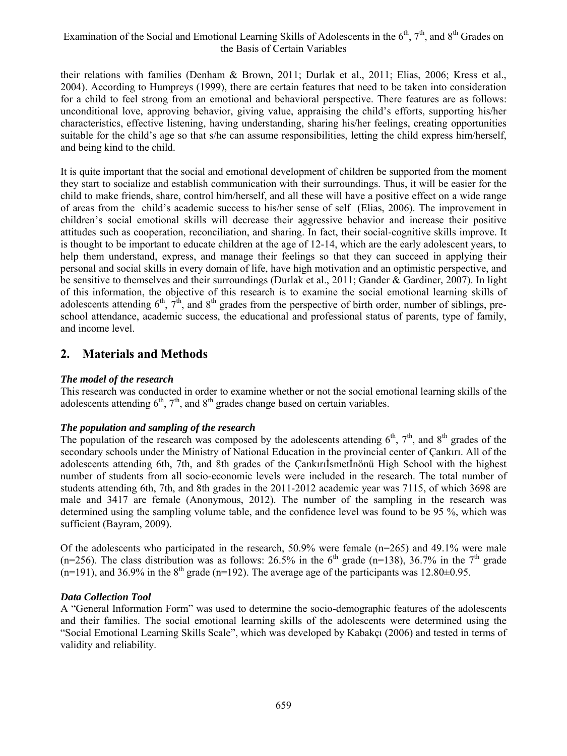their relations with families (Denham & Brown, 2011; Durlak et al., 2011; Elias, 2006; Kress et al., 2004). According to Humpreys (1999), there are certain features that need to be taken into consideration for a child to feel strong from an emotional and behavioral perspective. There features are as follows: unconditional love, approving behavior, giving value, appraising the child's efforts, supporting his/her characteristics, effective listening, having understanding, sharing his/her feelings, creating opportunities suitable for the child's age so that s/he can assume responsibilities, letting the child express him/herself, and being kind to the child.

It is quite important that the social and emotional development of children be supported from the moment they start to socialize and establish communication with their surroundings. Thus, it will be easier for the child to make friends, share, control him/herself, and all these will have a positive effect on a wide range of areas from the child's academic success to his/her sense of self (Elias, 2006). The improvement in children's social emotional skills will decrease their aggressive behavior and increase their positive attitudes such as cooperation, reconciliation, and sharing. In fact, their social-cognitive skills improve. It is thought to be important to educate children at the age of 12-14, which are the early adolescent years, to help them understand, express, and manage their feelings so that they can succeed in applying their personal and social skills in every domain of life, have high motivation and an optimistic perspective, and be sensitive to themselves and their surroundings (Durlak et al., 2011; Gander & Gardiner, 2007). In light of this information, the objective of this research is to examine the social emotional learning skills of adolescents attending 6$^{th}$, 7$^{th}$, and 8$^{th}$ grades from the perspective of birth order, number of siblings, pre-school attendance, academic success, the educational and professional status of parents, type of family, and income level.

## 2. Materials and Methods

### *The model of the research*

This research was conducted in order to examine whether or not the social emotional learning skills of the adolescents attending 6$^{th}$, 7$^{th}$, and 8$^{th}$ grades change based on certain variables.

### *The population and sampling of the research*

The population of the research was composed by the adolescents attending 6$^{th}$, 7$^{th}$, and 8$^{th}$ grades of the secondary schools under the Ministry of National Education in the provincial center of Çankırı. All of the adolescents attending 6th, 7th, and 8th grades of the ÇankırıİsmetİnönÜ High School with the highest number of students from all socio-economic levels were included in the research. The total number of students attending 6th, 7th, and 8th grades in the 2011-2012 academic year was 7115, of which 3698 are male and 3417 are female (Anonymous, 2012). The number of the sampling in the research was determined using the sampling volume table, and the confidence level was found to be 95 %, which was sufficient (Bayram, 2009).

Of the adolescents who participated in the research, 50.9% were female (n=265) and 49.1% were male (n=256). The class distribution was as follows: 26.5% in the 6$^{th}$ grade (n=138), 36.7% in the 7$^{th}$ grade (n=191), and 36.9% in the 8$^{th}$ grade (n=192). The average age of the participants was 12.80±0.95.

### *Data Collection Tool*

A "General Information Form" was used to determine the socio-demographic features of the adolescents and their families. The social emotional learning skills of the adolescents were determined using the "Social Emotional Learning Skills Scale", which was developed by Kabakçı (2006) and tested in terms of validity and reliability.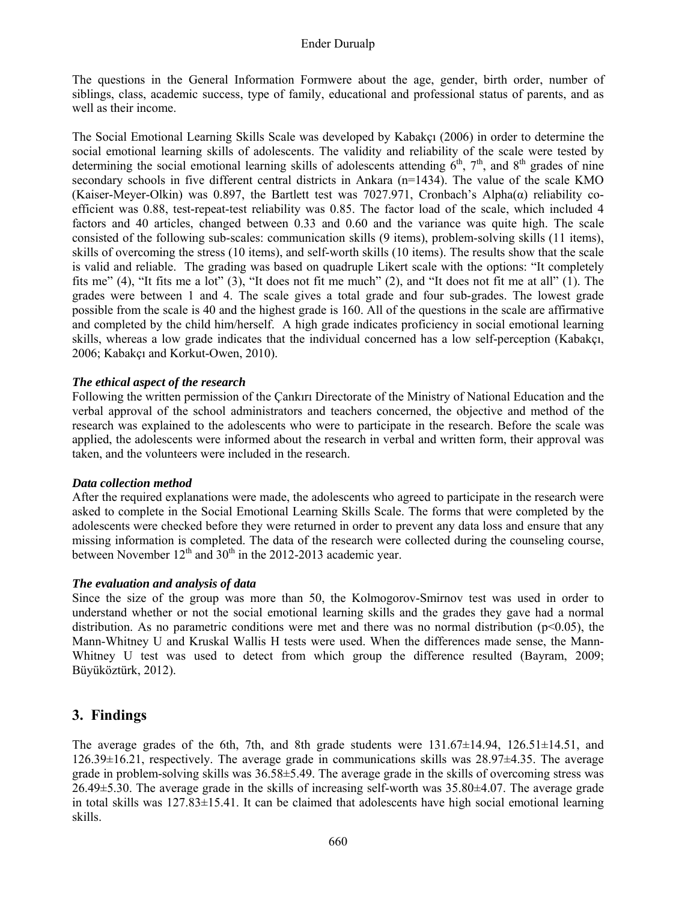The questions in the General Information Formwere about the age, gender, birth order, number of siblings, class, academic success, type of family, educational and professional status of parents, and as well as their income.

The Social Emotional Learning Skills Scale was developed by Kabakçı (2006) in order to determine the social emotional learning skills of adolescents. The validity and reliability of the scale were tested by determining the social emotional learning skills of adolescents attending $6^{th}$, $7^{th}$, and $8^{th}$ grades of nine secondary schools in five different central districts in Ankara (n=1434). The value of the scale KMO (Kaiser-Meyer-Olkin) was 0.897, the Bartlett test was 7027.971, Cronbach's Alpha(α) reliability co-efficient was 0.88, test-repeat-test reliability was 0.85. The factor load of the scale, which included 4 factors and 40 articles, changed between 0.33 and 0.60 and the variance was quite high. The scale consisted of the following sub-scales: communication skills (9 items), problem-solving skills (11 items), skills of overcoming the stress (10 items), and self-worth skills (10 items). The results show that the scale is valid and reliable. The grading was based on quadruple Likert scale with the options: "It completely fits me" (4), "It fits me a lot" (3), "It does not fit me much" (2), and "It does not fit me at all" (1). The grades were between 1 and 4. The scale gives a total grade and four sub-grades. The lowest grade possible from the scale is 40 and the highest grade is 160. All of the questions in the scale are affirmative and completed by the child him/herself. A high grade indicates proficiency in social emotional learning skills, whereas a low grade indicates that the individual concerned has a low self-perception (Kabakçı, 2006; Kabakçı and Korkut-Owen, 2010).

***The ethical aspect of the research***

Following the written permission of the Çankırı Directorate of the Ministry of National Education and the verbal approval of the school administrators and teachers concerned, the objective and method of the research was explained to the adolescents who were to participate in the research. Before the scale was applied, the adolescents were informed about the research in verbal and written form, their approval was taken, and the volunteers were included in the research.

***Data collection method***

After the required explanations were made, the adolescents who agreed to participate in the research were asked to complete in the Social Emotional Learning Skills Scale. The forms that were completed by the adolescents were checked before they were returned in order to prevent any data loss and ensure that any missing information is completed. The data of the research were collected during the counseling course, between November $12^{th}$ and $30^{th}$ in the 2012-2013 academic year.

***The evaluation and analysis of data***

Since the size of the group was more than 50, the Kolmogorov-Smirnov test was used in order to understand whether or not the social emotional learning skills and the grades they gave had a normal distribution. As no parametric conditions were met and there was no normal distribution ($p<0.05$), the Mann-Whitney U and Kruskal Wallis H tests were used. When the differences made sense, the Mann-Whitney U test was used to detect from which group the difference resulted (Bayram, 2009; Büyüköztürk, 2012).

## 3. Findings

The average grades of the 6th, 7th, and 8th grade students were $131.67\pm14.94$, $126.51\pm14.51$, and $126.39\pm16.21$, respectively. The average grade in communications skills was $28.97\pm4.35$. The average grade in problem-solving skills was $36.58\pm5.49$. The average grade in the skills of overcoming stress was $26.49\pm5.30$. The average grade in the skills of increasing self-worth was $35.80\pm4.07$. The average grade in total skills was $127.83\pm15.41$. It can be claimed that adolescents have high social emotional learning skills.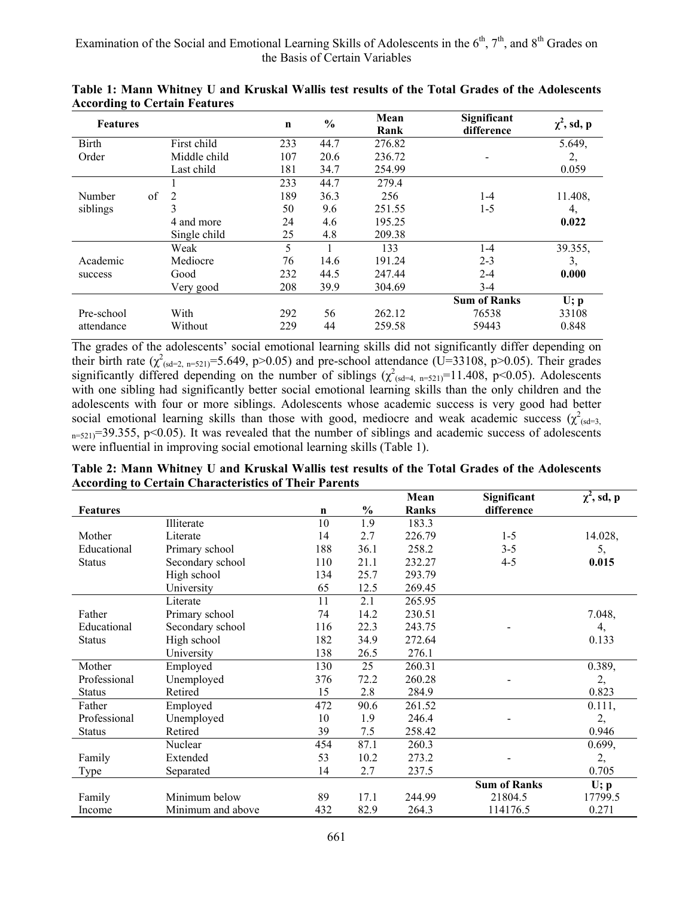**Table 1: Mann Whitney U and Kruskal Wallis test results of the Total Grades of the Adolescents According to Certain Features**

| Features | | n | % | Mean Rank | Significant difference | $\chi^2$, sd, p |
|---|---|---|---|---|---|---|
| Birth Order | First child | 233 | 44.7 | 276.82 | | 5.649, |
| | Middle child | 107 | 20.6 | 236.72 | - | 2, |
| | Last child | 181 | 34.7 | 254.99 | | 0.059 |
| Number of siblings | 1 | 233 | 44.7 | 279.4 | | |
| | 2 | 189 | 36.3 | 256 | 1-4 | 11.408, |
| | 3 | 50 | 9.6 | 251.55 | 1-5 | 4, |
| | 4 and more | 24 | 4.6 | 195.25 | | **0.022** |
| | Single child | 25 | 4.8 | 209.38 | | |
| Academic success | Weak | 5 | 1 | 133 | 1-4 | 39.355, |
| | Mediocre | 76 | 14.6 | 191.24 | 2-3 | 3, |
| | Good | 232 | 44.5 | 247.44 | 2-4 | **0.000** |
| | Very good | 208 | 39.9 | 304.69 | 3-4 | |
| | | | | | **Sum of Ranks** | **U; p** |
| Pre-school attendance | With | 292 | 56 | 262.12 | 76538 | 33108 |
| | Without | 229 | 44 | 259.58 | 59443 | 0.848 |

The grades of the adolescents' social emotional learning skills did not significantly differ depending on their birth rate ($\chi^2_{(sd=2,\ n=521)}=5.649$, $p>0.05$) and pre-school attendance ($U=33108$, $p>0.05$). Their grades significantly differed depending on the number of siblings ($\chi^2_{(sd=4,\ n=521)}=11.408$, $p<0.05$). Adolescents with one sibling had significantly better social emotional learning skills than the only children and the adolescents with four or more siblings. Adolescents whose academic success is very good had better social emotional learning skills than those with good, mediocre and weak academic success ($\chi^2_{(sd=3,\ n=521)}=39.355$, $p<0.05$). It was revealed that the number of siblings and academic success of adolescents were influential in improving social emotional learning skills (Table 1).

**Table 2: Mann Whitney U and Kruskal Wallis test results of the Total Grades of the Adolescents According to Certain Characteristics of Their Parents**

| Features | | n | % | Mean Ranks | Significant difference | $\chi^2$, sd, p |
|---|---|---|---|---|---|---|
| Mother Educational Status | Illiterate | 10 | 1.9 | 183.3 | | |
| | Literate | 14 | 2.7 | 226.79 | 1-5 | 14.028, |
| | Primary school | 188 | 36.1 | 258.2 | 3-5 | 5, |
| | Secondary school | 110 | 21.1 | 232.27 | 4-5 | **0.015** |
| | High school | 134 | 25.7 | 293.79 | | |
| | University | 65 | 12.5 | 269.45 | | |
| Father Educational Status | Literate | 11 | 2.1 | 265.95 | | |
| | Primary school | 74 | 14.2 | 230.51 | | 7.048, |
| | Secondary school | 116 | 22.3 | 243.75 | - | 4, |
| | High school | 182 | 34.9 | 272.64 | | 0.133 |
| | University | 138 | 26.5 | 276.1 | | |
| Mother Professional Status | Employed | 130 | 25 | 260.31 | | 0.389, |
| | Unemployed | 376 | 72.2 | 260.28 | - | 2, |
| | Retired | 15 | 2.8 | 284.9 | | 0.823 |
| Father Professional Status | Employed | 472 | 90.6 | 261.52 | | 0.111, |
| | Unemployed | 10 | 1.9 | 246.4 | - | 2, |
| | Retired | 39 | 7.5 | 258.42 | | 0.946 |
| Family Type | Nuclear | 454 | 87.1 | 260.3 | | 0.699, |
| | Extended | 53 | 10.2 | 273.2 | - | 2, |
| | Separated | 14 | 2.7 | 237.5 | | 0.705 |
| | | | | | **Sum of Ranks** | **U; p** |
| Family Income | Minimum below | 89 | 17.1 | 244.99 | 21804.5 | 17799.5 |
| | Minimum and above | 432 | 82.9 | 264.3 | 114176.5 | 0.271 |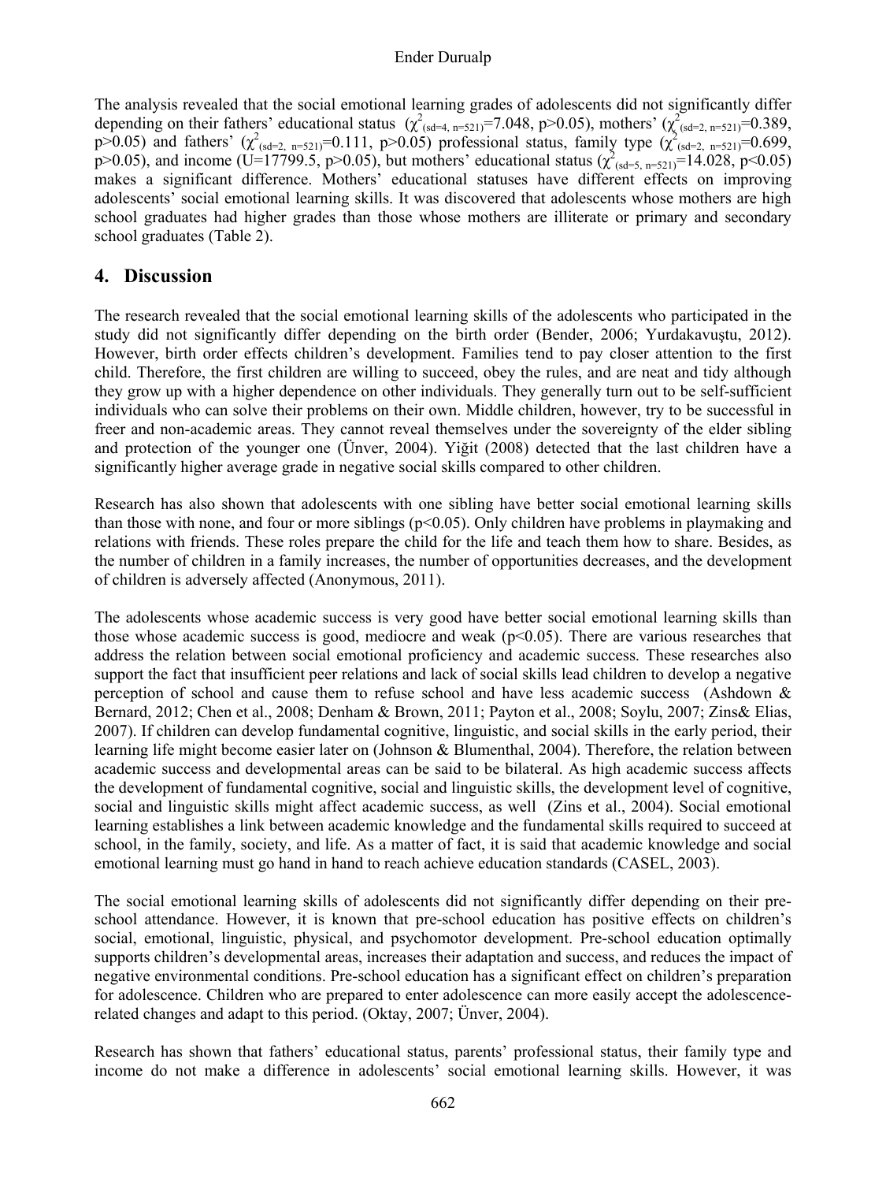The analysis revealed that the social emotional learning grades of adolescents did not significantly differ depending on their fathers' educational status ($\chi^2_{(sd=4,\ n=521)}=7.048$, $p>0.05$), mothers' ($\chi^2_{(sd=2,\ n=521)}=0.389$, $p>0.05$) and fathers' ($\chi^2_{(sd=2,\ n=521)}=0.111$, $p>0.05$) professional status, family type ($\chi^2_{(sd=2,\ n=521)}=0.699$, $p>0.05$), and income ($U=17799.5$, $p>0.05$), but mothers' educational status ($\chi^2_{(sd=5,\ n=521)}=14.028$, $p<0.05$) makes a significant difference. Mothers' educational statuses have different effects on improving adolescents' social emotional learning skills. It was discovered that adolescents whose mothers are high school graduates had higher grades than those whose mothers are illiterate or primary and secondary school graduates (Table 2).

## 4. Discussion

The research revealed that the social emotional learning skills of the adolescents who participated in the study did not significantly differ depending on the birth order (Bender, 2006; Yurdakavuştu, 2012). However, birth order effects children's development. Families tend to pay closer attention to the first child. Therefore, the first children are willing to succeed, obey the rules, and are neat and tidy although they grow up with a higher dependence on other individuals. They generally turn out to be self-sufficient individuals who can solve their problems on their own. Middle children, however, try to be successful in freer and non-academic areas. They cannot reveal themselves under the sovereignty of the elder sibling and protection of the younger one (Ünver, 2004). Yiğit (2008) detected that the last children have a significantly higher average grade in negative social skills compared to other children.

Research has also shown that adolescents with one sibling have better social emotional learning skills than those with none, and four or more siblings ($p<0.05$). Only children have problems in playmaking and relations with friends. These roles prepare the child for the life and teach them how to share. Besides, as the number of children in a family increases, the number of opportunities decreases, and the development of children is adversely affected (Anonymous, 2011).

The adolescents whose academic success is very good have better social emotional learning skills than those whose academic success is good, mediocre and weak ($p<0.05$). There are various researches that address the relation between social emotional proficiency and academic success. These researches also support the fact that insufficient peer relations and lack of social skills lead children to develop a negative perception of school and cause them to refuse school and have less academic success (Ashdown & Bernard, 2012; Chen et al., 2008; Denham & Brown, 2011; Payton et al., 2008; Soylu, 2007; Zins& Elias, 2007). If children can develop fundamental cognitive, linguistic, and social skills in the early period, their learning life might become easier later on (Johnson & Blumenthal, 2004). Therefore, the relation between academic success and developmental areas can be said to be bilateral. As high academic success affects the development of fundamental cognitive, social and linguistic skills, the development level of cognitive, social and linguistic skills might affect academic success, as well (Zins et al., 2004). Social emotional learning establishes a link between academic knowledge and the fundamental skills required to succeed at school, in the family, society, and life. As a matter of fact, it is said that academic knowledge and social emotional learning must go hand in hand to reach achieve education standards (CASEL, 2003).

The social emotional learning skills of adolescents did not significantly differ depending on their pre-school attendance. However, it is known that pre-school education has positive effects on children's social, emotional, linguistic, physical, and psychomotor development. Pre-school education optimally supports children's developmental areas, increases their adaptation and success, and reduces the impact of negative environmental conditions. Pre-school education has a significant effect on children's preparation for adolescence. Children who are prepared to enter adolescence can more easily accept the adolescence-related changes and adapt to this period. (Oktay, 2007; Ünver, 2004).

Research has shown that fathers' educational status, parents' professional status, their family type and income do not make a difference in adolescents' social emotional learning skills. However, it was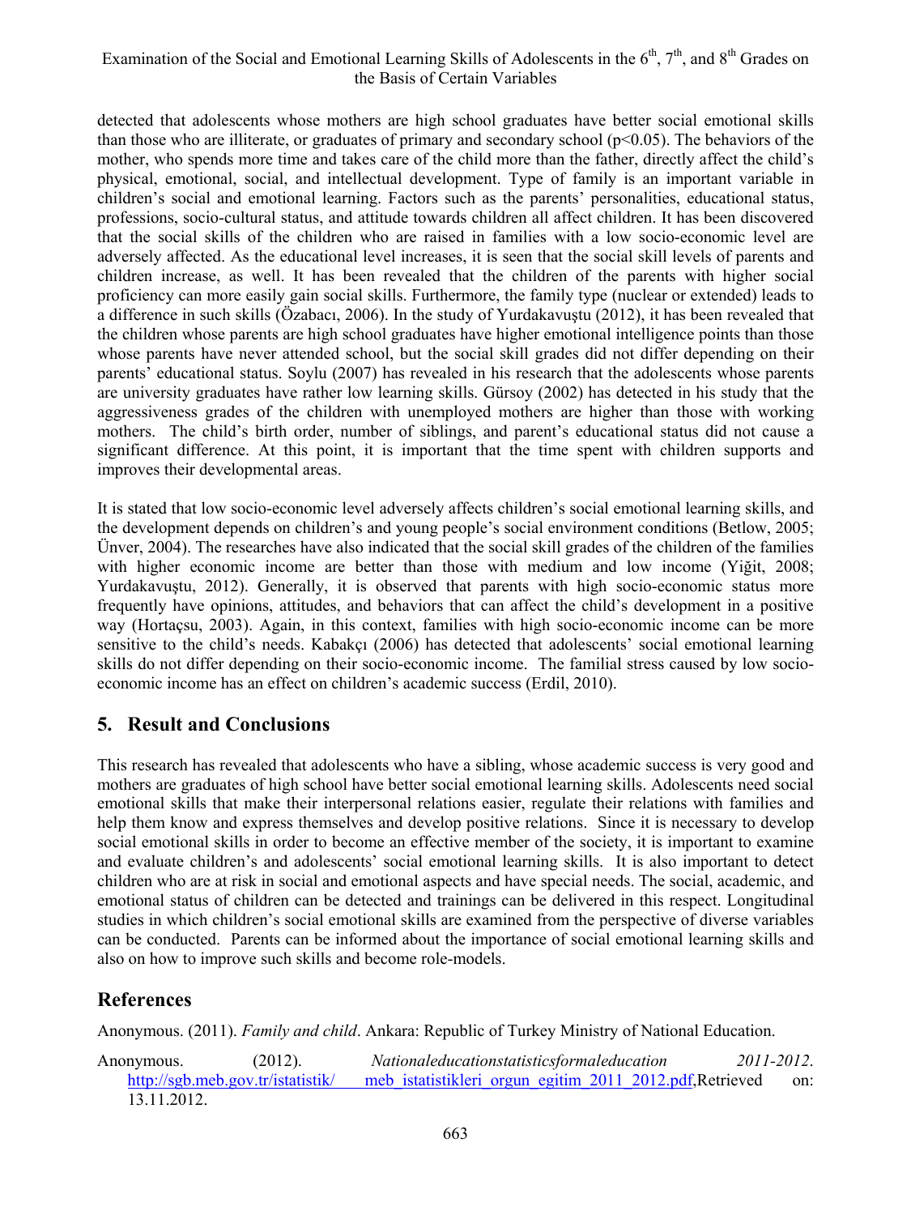detected that adolescents whose mothers are high school graduates have better social emotional skills than those who are illiterate, or graduates of primary and secondary school ($p<0.05$). The behaviors of the mother, who spends more time and takes care of the child more than the father, directly affect the child's physical, emotional, social, and intellectual development. Type of family is an important variable in children's social and emotional learning. Factors such as the parents' personalities, educational status, professions, socio-cultural status, and attitude towards children all affect children. It has been discovered that the social skills of the children who are raised in families with a low socio-economic level are adversely affected. As the educational level increases, it is seen that the social skill levels of parents and children increase, as well. It has been revealed that the children of the parents with higher social proficiency can more easily gain social skills. Furthermore, the family type (nuclear or extended) leads to a difference in such skills (Özabacı, 2006). In the study of Yurdakavuştu (2012), it has been revealed that the children whose parents are high school graduates have higher emotional intelligence points than those whose parents have never attended school, but the social skill grades did not differ depending on their parents' educational status. Soylu (2007) has revealed in his research that the adolescents whose parents are university graduates have rather low learning skills. Gürsoy (2002) has detected in his study that the aggressiveness grades of the children with unemployed mothers are higher than those with working mothers. The child's birth order, number of siblings, and parent's educational status did not cause a significant difference. At this point, it is important that the time spent with children supports and improves their developmental areas.

It is stated that low socio-economic level adversely affects children's social emotional learning skills, and the development depends on children's and young people's social environment conditions (Betlow, 2005; Ünver, 2004). The researches have also indicated that the social skill grades of the children of the families with higher economic income are better than those with medium and low income (Yiğit, 2008; Yurdakavuştu, 2012). Generally, it is observed that parents with high socio-economic status more frequently have opinions, attitudes, and behaviors that can affect the child's development in a positive way (Hortaçsu, 2003). Again, in this context, families with high socio-economic income can be more sensitive to the child's needs. Kabakçı (2006) has detected that adolescents' social emotional learning skills do not differ depending on their socio-economic income. The familial stress caused by low socio-economic income has an effect on children's academic success (Erdil, 2010).

## 5. Result and Conclusions

This research has revealed that adolescents who have a sibling, whose academic success is very good and mothers are graduates of high school have better social emotional learning skills. Adolescents need social emotional skills that make their interpersonal relations easier, regulate their relations with families and help them know and express themselves and develop positive relations. Since it is necessary to develop social emotional skills in order to become an effective member of the society, it is important to examine and evaluate children's and adolescents' social emotional learning skills. It is also important to detect children who are at risk in social and emotional aspects and have special needs. The social, academic, and emotional status of children can be detected and trainings can be delivered in this respect. Longitudinal studies in which children's social emotional skills are examined from the perspective of diverse variables can be conducted. Parents can be informed about the importance of social emotional learning skills and also on how to improve such skills and become role-models.

## References

Anonymous. (2011). *Family and child*. Ankara: Republic of Turkey Ministry of National Education.

Anonymous. (2012). *Nationaleducationstatisticsformaleducation 2011-2012*. http://sgb.meb.gov.tr/istatistik/ meb_istatistikleri_orgun_egitim_2011_2012.pdf,Retrieved on: 13.11.2012.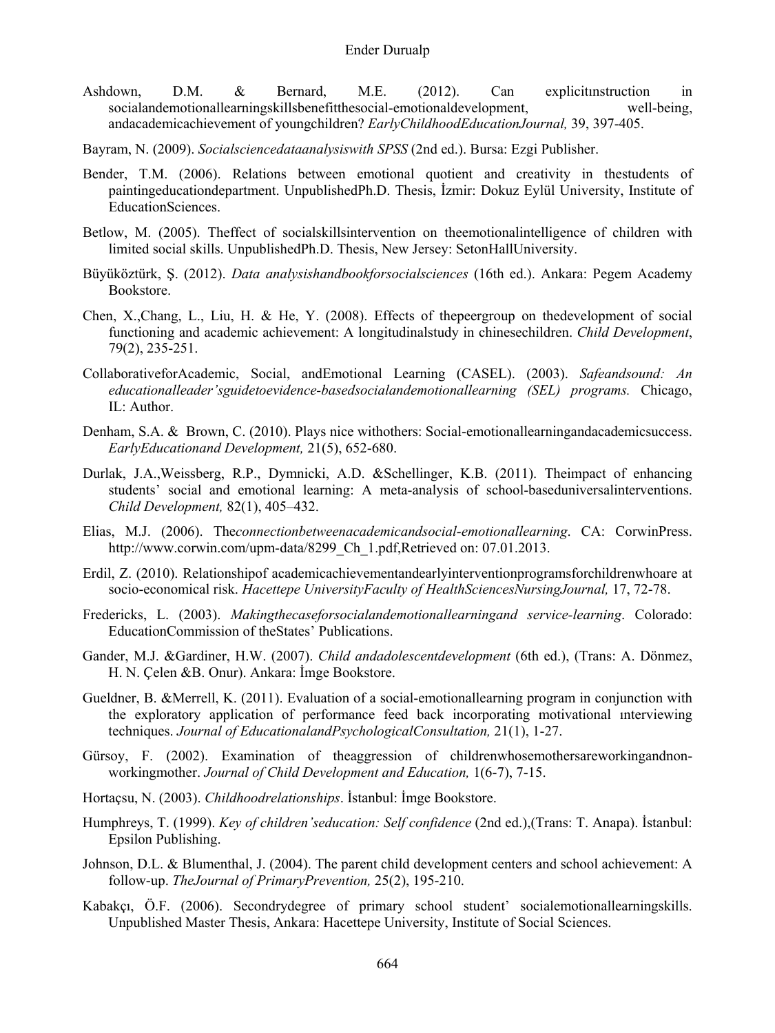Ashdown, D.M. & Bernard, M.E. (2012). Can explicitınstruction in socialandemotionallearningskillsbenefitthesocial-emotionaldevelopment, well-being, andacademicachievement of youngchildren? *EarlyChildhoodEducationJournal,* 39, 397-405.

Bayram, N. (2009). *Socialsciencedataanalysiswith SPSS* (2nd ed.). Bursa: Ezgi Publisher.

Bender, T.M. (2006). Relations between emotional quotient and creativity in thestudents of paintingeducationdepartment. UnpublishedPh.D. Thesis, İzmir: Dokuz Eylül University, Institute of EducationSciences.

Betlow, M. (2005). Theffect of socialskillsintervention on theemotionalintelligence of children with limited social skills. UnpublishedPh.D. Thesis, New Jersey: SetonHallUniversity.

Büyüköztürk, Ş. (2012). *Data analysishandbookforsocialsciences* (16th ed.). Ankara: Pegem Academy Bookstore.

Chen, X.,Chang, L., Liu, H. & He, Y. (2008). Effects of thepeergroup on thedevelopment of social functioning and academic achievement: A longitudinalstudy in chinesechildren. *Child Development*, 79(2), 235-251.

CollaborativeforAcademic, Social, andEmotional Learning (CASEL). (2003). *Safeandsound: An educationalleader'sguidetoevidence-basedsocialandemotionallearning (SEL) programs.* Chicago, IL: Author.

Denham, S.A. & Brown, C. (2010). Plays nice withothers: Social-emotionallearningandacademicsuccess. *EarlyEducationand Development,* 21(5), 652-680.

Durlak, J.A.,Weissberg, R.P., Dymnicki, A.D. &Schellinger, K.B. (2011). Theimpact of enhancing students' social and emotional learning: A meta-analysis of school-baseduniversalinterventions. *Child Development,* 82(1), 405–432.

Elias, M.J. (2006). The*connectionbetweenacademicandsocial-emotionallearning*. CA: CorwinPress. http://www.corwin.com/upm-data/8299_Ch_1.pdf,Retrieved on: 07.01.2013.

Erdil, Z. (2010). Relationshipof academicachievementandearlyinterventionprogramsforchildrenwhoare at socio-economical risk. *Hacettepe UniversityFaculty of HealthSciencesNursingJournal,* 17, 72-78.

Fredericks, L. (2003). *Makingthecaseforsocialandemotionallearningand service-learning*. Colorado: EducationCommission of theStates' Publications.

Gander, M.J. &Gardiner, H.W. (2007). *Child andadolescentdevelopment* (6th ed.), (Trans: A. Dönmez, H. N. Çelen &B. Onur). Ankara: İmge Bookstore.

Gueldner, B. &Merrell, K. (2011). Evaluation of a social-emotionallearning program in conjunction with the exploratory application of performance feed back incorporating motivational ınterviewing techniques. *Journal of EducationalandPsychologicalConsultation,* 21(1), 1-27.

Gürsoy, F. (2002). Examination of theaggression of childrenwhosemothersareworkingandnon-workingmother. *Journal of Child Development and Education,* 1(6-7), 7-15.

Hortaçsu, N. (2003). *Childhoodrelationships*. İstanbul: İmge Bookstore.

Humphreys, T. (1999). *Key of children'seducation: Self confidence* (2nd ed.),(Trans: T. Anapa). İstanbul: Epsilon Publishing.

Johnson, D.L. & Blumenthal, J. (2004). The parent child development centers and school achievement: A follow-up. *TheJournal of PrimaryPrevention,* 25(2), 195-210.

Kabakçı, Ö.F. (2006). Secondrydegree of primary school student' socialemotionallearningskills. Unpublished Master Thesis, Ankara: Hacettepe University, Institute of Social Sciences.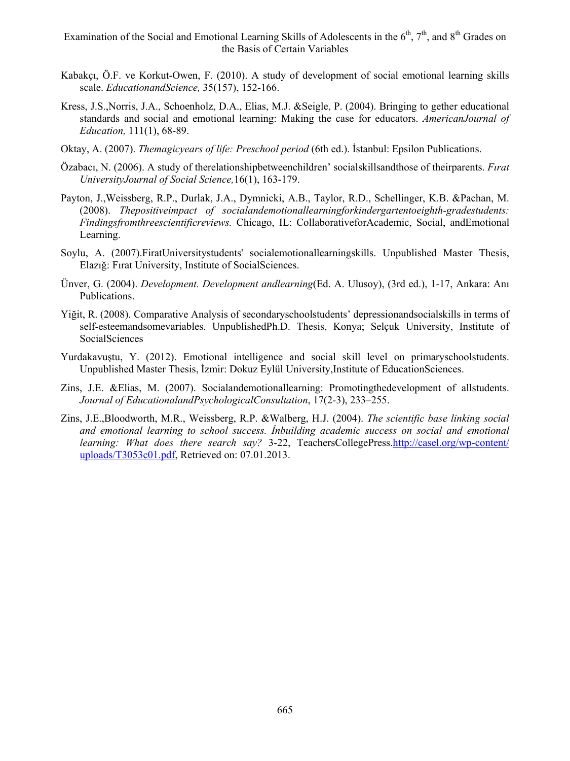Kabakçı, Ö.F. ve Korkut-Owen, F. (2010). A study of development of social emotional learning skills scale. *EducationandScience,* 35(157), 152-166.

Kress, J.S.,Norris, J.A., Schoenholz, D.A., Elias, M.J. &Seigle, P. (2004). Bringing to gether educational standards and social and emotional learning: Making the case for educators. *AmericanJournal of Education,* 111(1), 68-89.

Oktay, A. (2007). *Themagicyears of life: Preschool period* (6th ed.). İstanbul: Epsilon Publications.

Özabacı, N. (2006). A study of therelationshipbetweenchildren' socialskillsandthose of theirparents. *Fırat UniversityJournal of Social Science,*16(1), 163-179.

Payton, J.,Weissberg, R.P., Durlak, J.A., Dymnicki, A.B., Taylor, R.D., Schellinger, K.B. &Pachan, M. (2008). *Thepositiveimpact of socialandemotionallearningforkindergartentoeighth-gradestudents: Findingsfromthreescientificreviews.* Chicago, IL: CollaborativeforAcademic, Social, andEmotional Learning.

Soylu, A. (2007).FiratUniversitystudents' socialemotionallearningskills. Unpublished Master Thesis, Elazığ: Fırat University, Institute of SocialSciences.

Ünver, G. (2004). *Development. Development andlearning*(Ed. A. Ulusoy), (3rd ed.), 1-17, Ankara: Anı Publications.

Yiğit, R. (2008). Comparative Analysis of secondaryschoolstudents' depressionandsocialskills in terms of self-esteemandsomevariables. UnpublishedPh.D. Thesis, Konya; Selçuk University, Institute of SocialSciences

Yurdakavuştu, Y. (2012). Emotional intelligence and social skill level on primaryschoolstudents. Unpublished Master Thesis, İzmir: Dokuz Eylül University,Institute of EducationSciences.

Zins, J.E. &Elias, M. (2007). Socialandemotionallearning: Promotingthedevelopment of allstudents. *Journal of EducationalandPsychologicalConsultation*, 17(2-3), 233–255.

Zins, J.E.,Bloodworth, M.R., Weissberg, R.P. &Walberg, H.J. (2004). *The scientific base linking social and emotional learning to school success. İnbuilding academic success on social and emotional learning: What does there search say?* 3-22, TeachersCollegePress.http://casel.org/wp-content/uploads/T3053c01.pdf, Retrieved on: 07.01.2013.